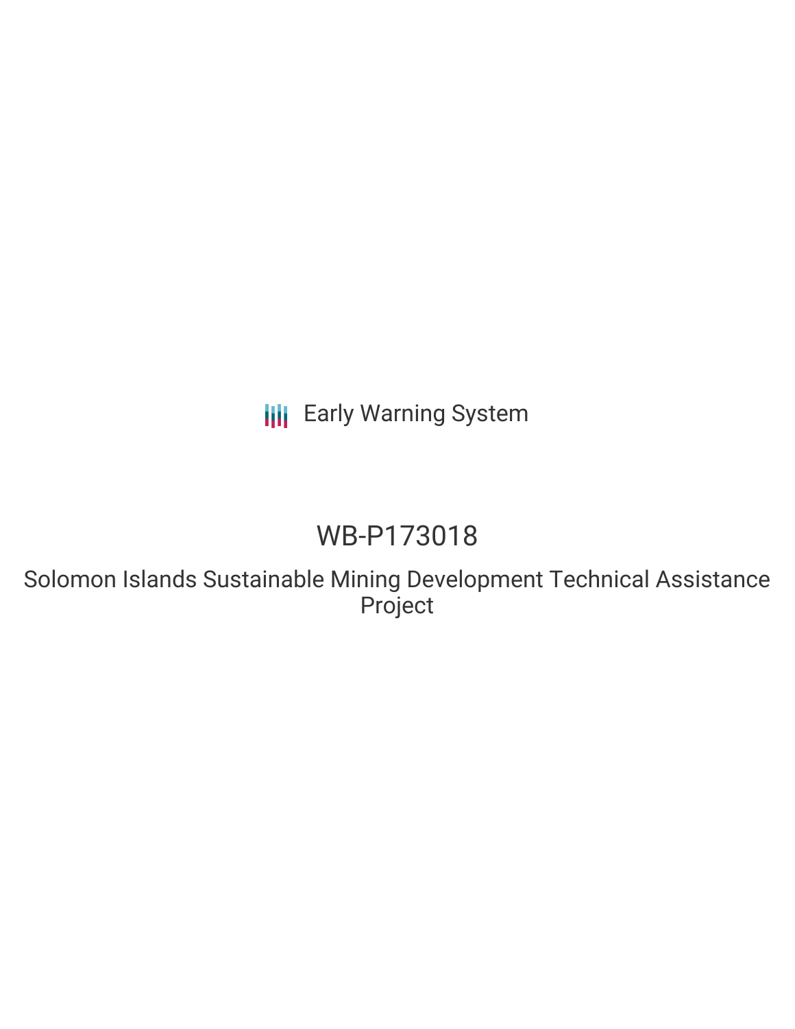Early Warning System

# WB-P173018

## Solomon Islands Sustainable Mining Development Technical Assistance Project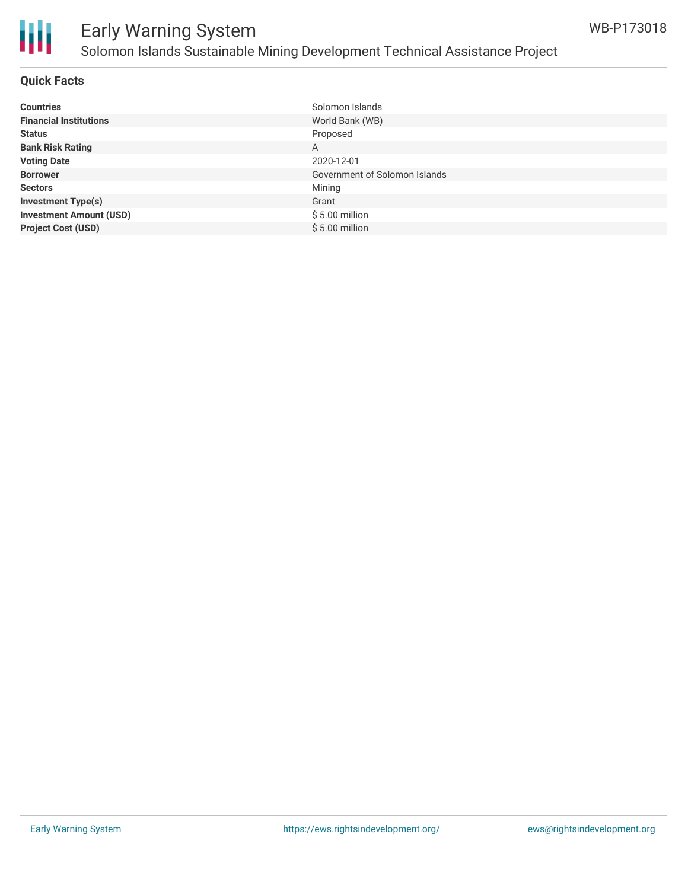# Early Warning System

## Solomon Islands Sustainable Mining Development Technical Assistance Project

WB-P173018

### Quick Facts

| | |
|---|---|
| **Countries** | Solomon Islands |
| **Financial Institutions** | World Bank (WB) |
| **Status** | Proposed |
| **Bank Risk Rating** | A |
| **Voting Date** | 2020-12-01 |
| **Borrower** | Government of Solomon Islands |
| **Sectors** | Mining |
| **Investment Type(s)** | Grant |
| **Investment Amount (USD)** | $ 5.00 million |
| **Project Cost (USD)** | $ 5.00 million |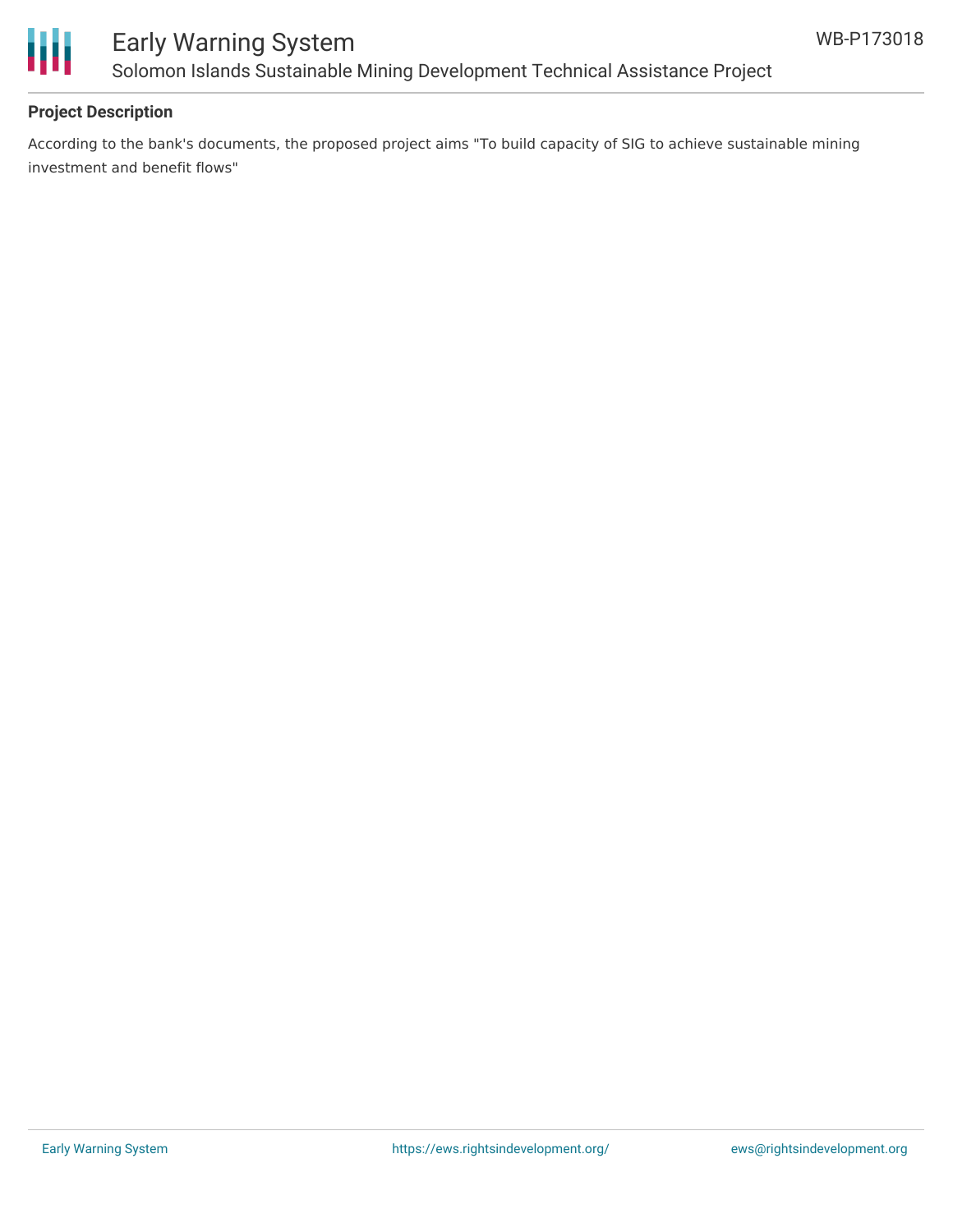## Project Description

According to the bank's documents, the proposed project aims "To build capacity of SIG to achieve sustainable mining investment and benefit flows"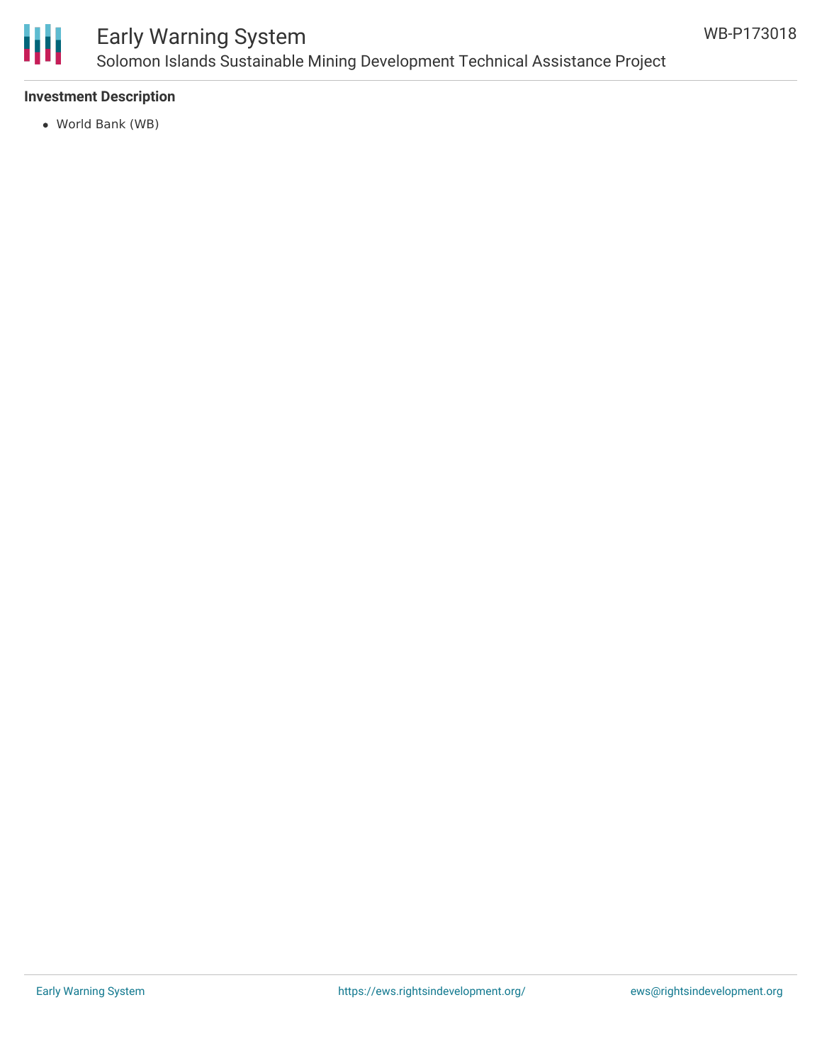### Investment Description

- World Bank (WB)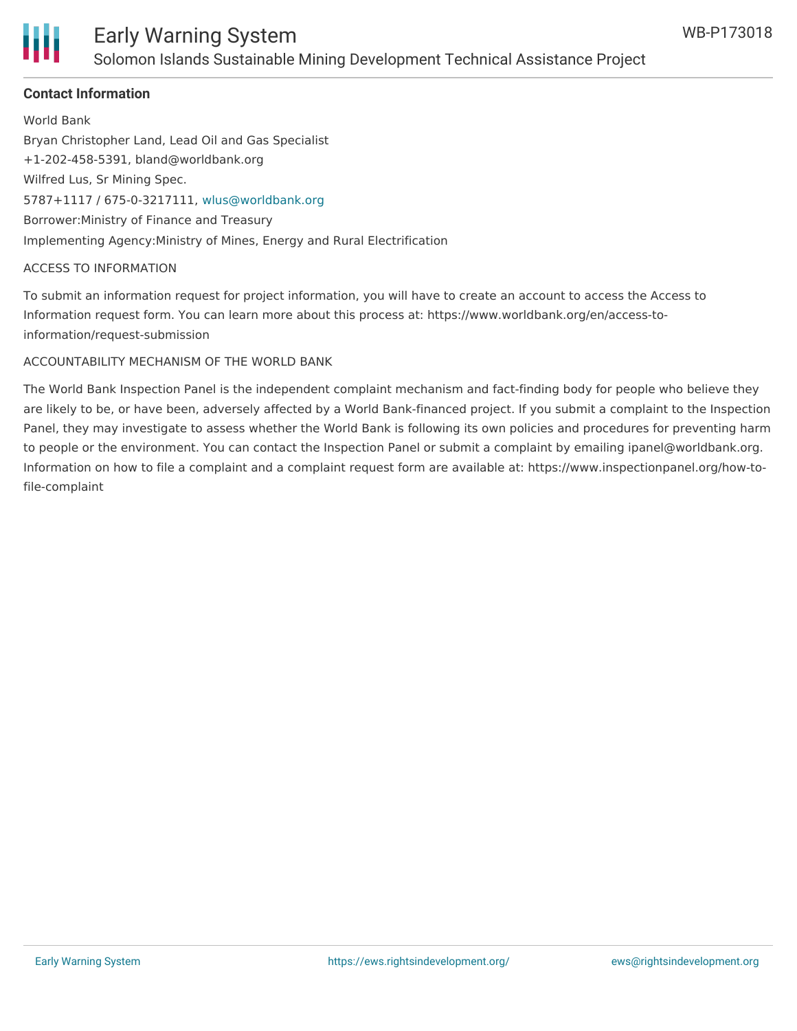## Contact Information

World Bank

Bryan Christopher Land, Lead Oil and Gas Specialist

+1-202-458-5391, bland@worldbank.org

Wilfred Lus, Sr Mining Spec.

5787+1117 / 675-0-3217111, wlus@worldbank.org

Borrower:Ministry of Finance and Treasury

Implementing Agency:Ministry of Mines, Energy and Rural Electrification

ACCESS TO INFORMATION

To submit an information request for project information, you will have to create an account to access the Access to Information request form. You can learn more about this process at: https://www.worldbank.org/en/access-to-information/request-submission

ACCOUNTABILITY MECHANISM OF THE WORLD BANK

The World Bank Inspection Panel is the independent complaint mechanism and fact-finding body for people who believe they are likely to be, or have been, adversely affected by a World Bank-financed project. If you submit a complaint to the Inspection Panel, they may investigate to assess whether the World Bank is following its own policies and procedures for preventing harm to people or the environment. You can contact the Inspection Panel or submit a complaint by emailing ipanel@worldbank.org. Information on how to file a complaint and a complaint request form are available at: https://www.inspectionpanel.org/how-to-file-complaint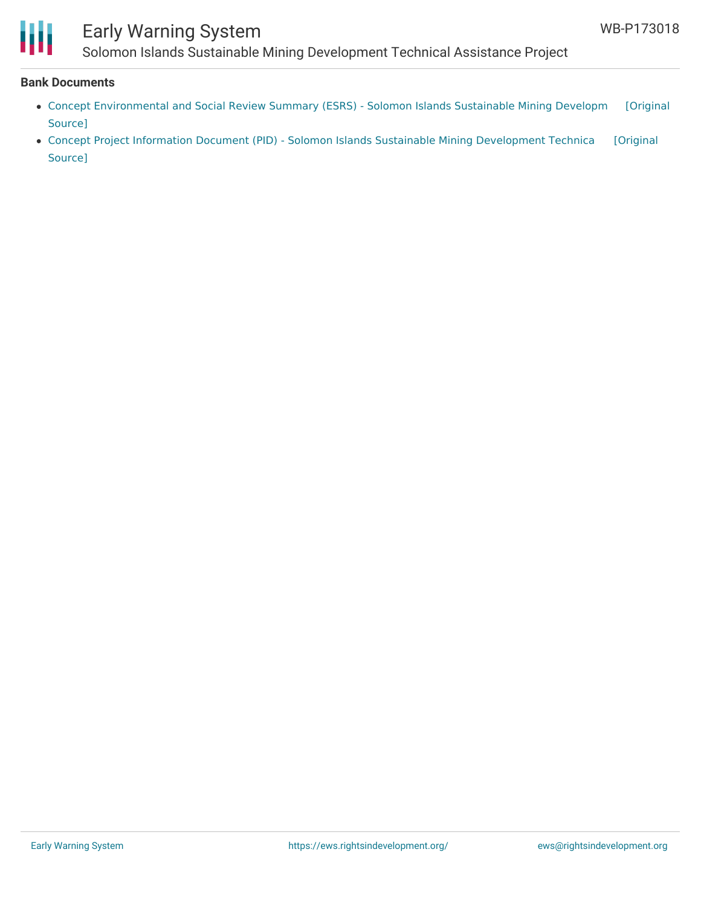**Bank Documents**

- Concept Environmental and Social Review Summary (ESRS) - Solomon Islands Sustainable Mining Developm [Original Source]
- Concept Project Information Document (PID) - Solomon Islands Sustainable Mining Development Technica [Original Source]